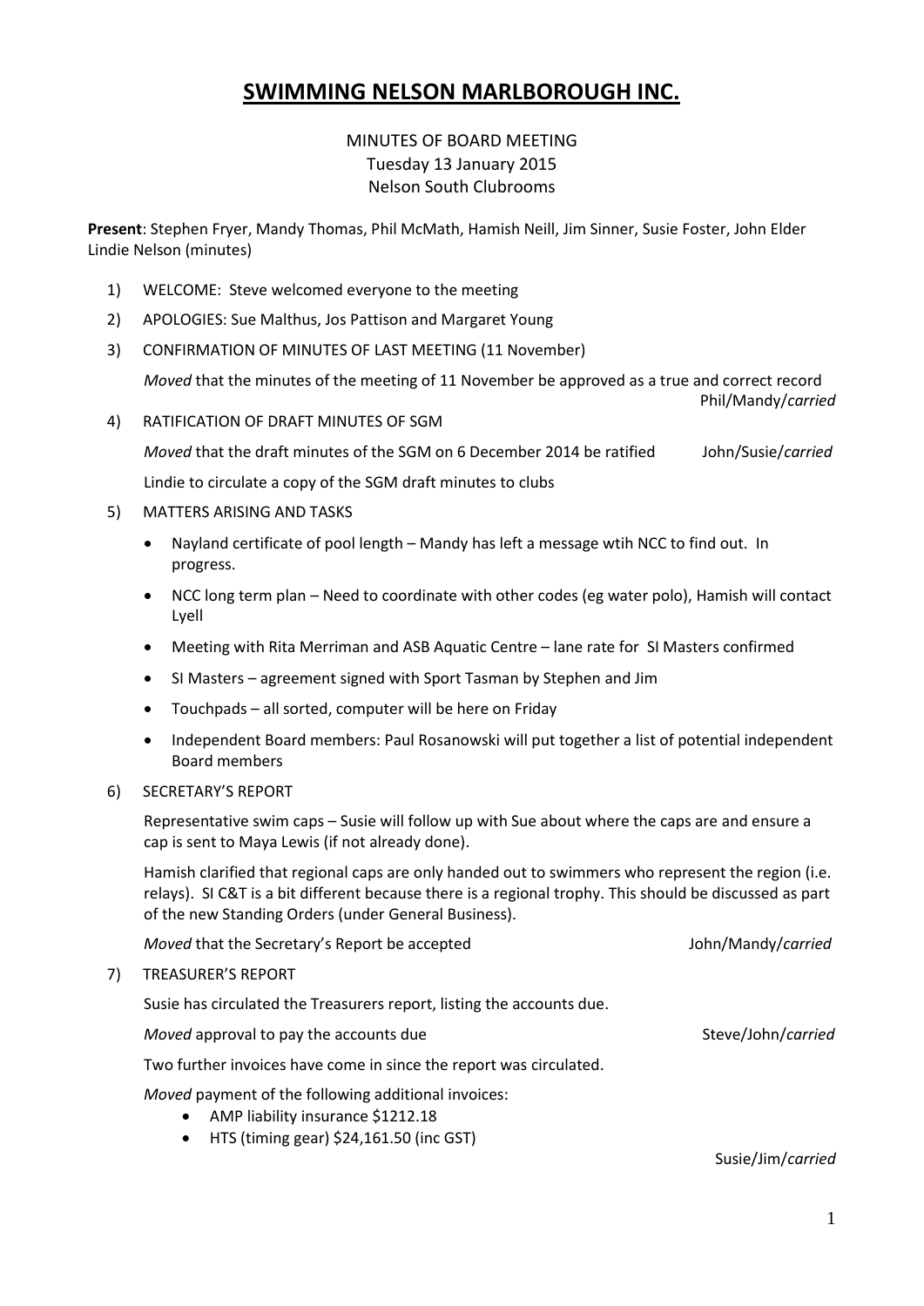# SWIMMING NELSON MARLBOROUGH INC.

MINUTES OF BOARD MEETING
Tuesday 13 January 2015
Nelson South Clubrooms

**Present**: Stephen Fryer, Mandy Thomas, Phil McMath, Hamish Neill, Jim Sinner, Susie Foster, John Elder Lindie Nelson (minutes)

1) WELCOME: Steve welcomed everyone to the meeting

2) APOLOGIES: Sue Malthus, Jos Pattison and Margaret Young

3) CONFIRMATION OF MINUTES OF LAST MEETING (11 November)

   *Moved* that the minutes of the meeting of 11 November be approved as a true and correct record
   Phil/Mandy/*carried*

4) RATIFICATION OF DRAFT MINUTES OF SGM

   *Moved* that the draft minutes of the SGM on 6 December 2014 be ratified John/Susie/*carried*

   Lindie to circulate a copy of the SGM draft minutes to clubs

5) MATTERS ARISING AND TASKS

   - Nayland certificate of pool length – Mandy has left a message wtih NCC to find out. In progress.
   - NCC long term plan – Need to coordinate with other codes (eg water polo), Hamish will contact Lyell
   - Meeting with Rita Merriman and ASB Aquatic Centre – lane rate for SI Masters confirmed
   - SI Masters – agreement signed with Sport Tasman by Stephen and Jim
   - Touchpads – all sorted, computer will be here on Friday
   - Independent Board members: Paul Rosanowski will put together a list of potential independent Board members

6) SECRETARY'S REPORT

   Representative swim caps – Susie will follow up with Sue about where the caps are and ensure a cap is sent to Maya Lewis (if not already done).

   Hamish clarified that regional caps are only handed out to swimmers who represent the region (i.e. relays). SI C&T is a bit different because there is a regional trophy. This should be discussed as part of the new Standing Orders (under General Business).

   *Moved* that the Secretary's Report be accepted John/Mandy/*carried*

7) TREASURER'S REPORT

   Susie has circulated the Treasurers report, listing the accounts due.

   *Moved* approval to pay the accounts due Steve/John/*carried*

   Two further invoices have come in since the report was circulated.

   *Moved* payment of the following additional invoices:
   - AMP liability insurance $1212.18
   - HTS (timing gear) $24,161.50 (inc GST)

   Susie/Jim/*carried*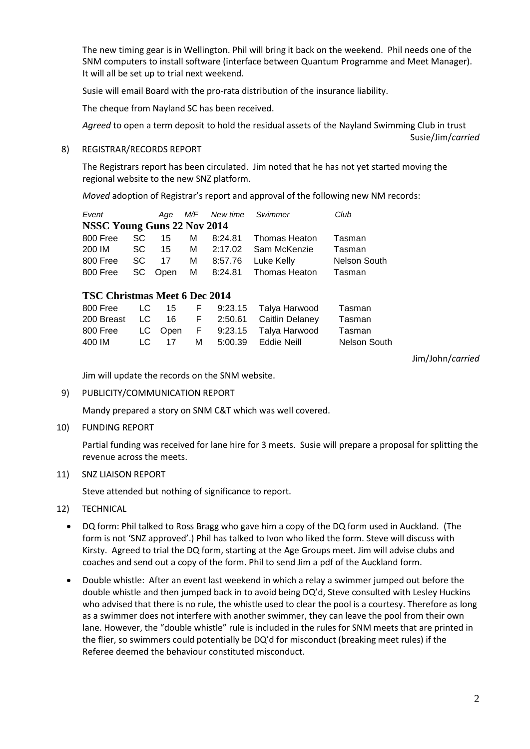The new timing gear is in Wellington. Phil will bring it back on the weekend. Phil needs one of the SNM computers to install software (interface between Quantum Programme and Meet Manager). It will all be set up to trial next weekend.

Susie will email Board with the pro-rata distribution of the insurance liability.

The cheque from Nayland SC has been received.

*Agreed* to open a term deposit to hold the residual assets of the Nayland Swimming Club in trust

Susie/Jim/*carried*

8) REGISTRAR/RECORDS REPORT

The Registrars report has been circulated. Jim noted that he has not yet started moving the regional website to the new SNZ platform.

*Moved* adoption of Registrar's report and approval of the following new NM records:

| *Event* | | *Age* | *M/F* | *New time* | *Swimmer* | *Club* |
|---|---|---|---|---|---|---|
| **NSSC Young Guns 22 Nov 2014** | | | | | | |
| 800 Free | SC | 15 | M | 8:24.81 | Thomas Heaton | Tasman |
| 200 IM | SC | 15 | M | 2:17.02 | Sam McKenzie | Tasman |
| 800 Free | SC | 17 | M | 8:57.76 | Luke Kelly | Nelson South |
| 800 Free | SC | Open | M | 8:24.81 | Thomas Heaton | Tasman |
| **TSC Christmas Meet 6 Dec 2014** | | | | | | |
| 800 Free | LC | 15 | F | 9:23.15 | Talya Harwood | Tasman |
| 200 Breast | LC | 16 | F | 2:50.61 | Caitlin Delaney | Tasman |
| 800 Free | LC | Open | F | 9:23.15 | Talya Harwood | Tasman |
| 400 IM | LC | 17 | M | 5:00.39 | Eddie Neill | Nelson South |

Jim/John/*carried*

Jim will update the records on the SNM website.

9) PUBLICITY/COMMUNICATION REPORT

Mandy prepared a story on SNM C&T which was well covered.

10) FUNDING REPORT

Partial funding was received for lane hire for 3 meets. Susie will prepare a proposal for splitting the revenue across the meets.

11) SNZ LIAISON REPORT

Steve attended but nothing of significance to report.

12) TECHNICAL

- DQ form: Phil talked to Ross Bragg who gave him a copy of the DQ form used in Auckland. (The form is not 'SNZ approved'.) Phil has talked to Ivon who liked the form. Steve will discuss with Kirsty. Agreed to trial the DQ form, starting at the Age Groups meet. Jim will advise clubs and coaches and send out a copy of the form. Phil to send Jim a pdf of the Auckland form.
- Double whistle: After an event last weekend in which a relay a swimmer jumped out before the double whistle and then jumped back in to avoid being DQ'd, Steve consulted with Lesley Huckins who advised that there is no rule, the whistle used to clear the pool is a courtesy. Therefore as long as a swimmer does not interfere with another swimmer, they can leave the pool from their own lane. However, the "double whistle" rule is included in the rules for SNM meets that are printed in the flier, so swimmers could potentially be DQ'd for misconduct (breaking meet rules) if the Referee deemed the behaviour constituted misconduct.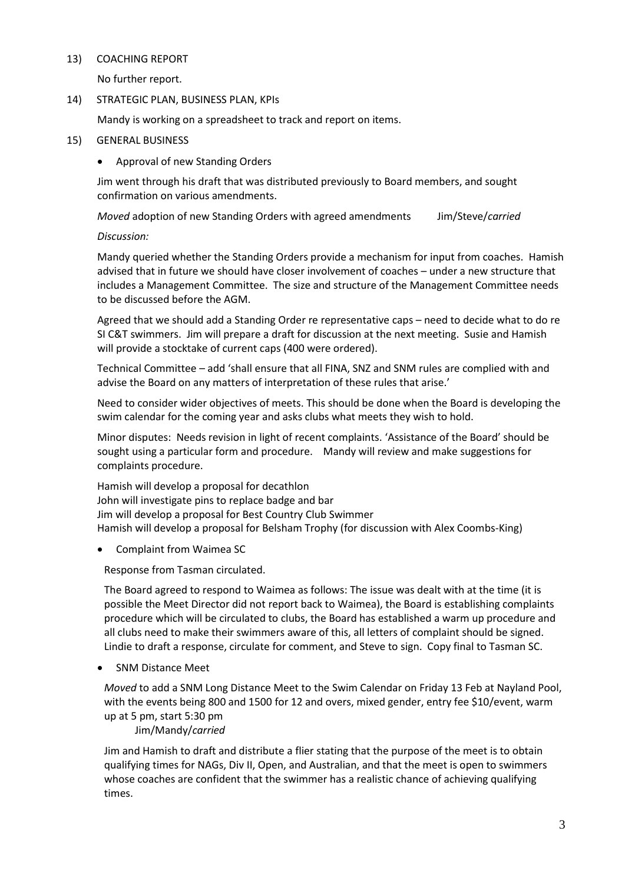13) COACHING REPORT

No further report.

14) STRATEGIC PLAN, BUSINESS PLAN, KPIs

Mandy is working on a spreadsheet to track and report on items.

15) GENERAL BUSINESS

- Approval of new Standing Orders

Jim went through his draft that was distributed previously to Board members, and sought confirmation on various amendments.

*Moved* adoption of new Standing Orders with agreed amendments Jim/Steve/*carried*

*Discussion:*

Mandy queried whether the Standing Orders provide a mechanism for input from coaches. Hamish advised that in future we should have closer involvement of coaches – under a new structure that includes a Management Committee. The size and structure of the Management Committee needs to be discussed before the AGM.

Agreed that we should add a Standing Order re representative caps – need to decide what to do re SI C&T swimmers. Jim will prepare a draft for discussion at the next meeting. Susie and Hamish will provide a stocktake of current caps (400 were ordered).

Technical Committee – add 'shall ensure that all FINA, SNZ and SNM rules are complied with and advise the Board on any matters of interpretation of these rules that arise.'

Need to consider wider objectives of meets. This should be done when the Board is developing the swim calendar for the coming year and asks clubs what meets they wish to hold.

Minor disputes: Needs revision in light of recent complaints. 'Assistance of the Board' should be sought using a particular form and procedure. Mandy will review and make suggestions for complaints procedure.

Hamish will develop a proposal for decathlon
John will investigate pins to replace badge and bar
Jim will develop a proposal for Best Country Club Swimmer
Hamish will develop a proposal for Belsham Trophy (for discussion with Alex Coombs-King)

- Complaint from Waimea SC

Response from Tasman circulated.

The Board agreed to respond to Waimea as follows: The issue was dealt with at the time (it is possible the Meet Director did not report back to Waimea), the Board is establishing complaints procedure which will be circulated to clubs, the Board has established a warm up procedure and all clubs need to make their swimmers aware of this, all letters of complaint should be signed. Lindie to draft a response, circulate for comment, and Steve to sign. Copy final to Tasman SC.

- SNM Distance Meet

*Moved* to add a SNM Long Distance Meet to the Swim Calendar on Friday 13 Feb at Nayland Pool, with the events being 800 and 1500 for 12 and overs, mixed gender, entry fee $10/event, warm up at 5 pm, start 5:30 pm
Jim/Mandy/*carried*

Jim and Hamish to draft and distribute a flier stating that the purpose of the meet is to obtain qualifying times for NAGs, Div II, Open, and Australian, and that the meet is open to swimmers whose coaches are confident that the swimmer has a realistic chance of achieving qualifying times.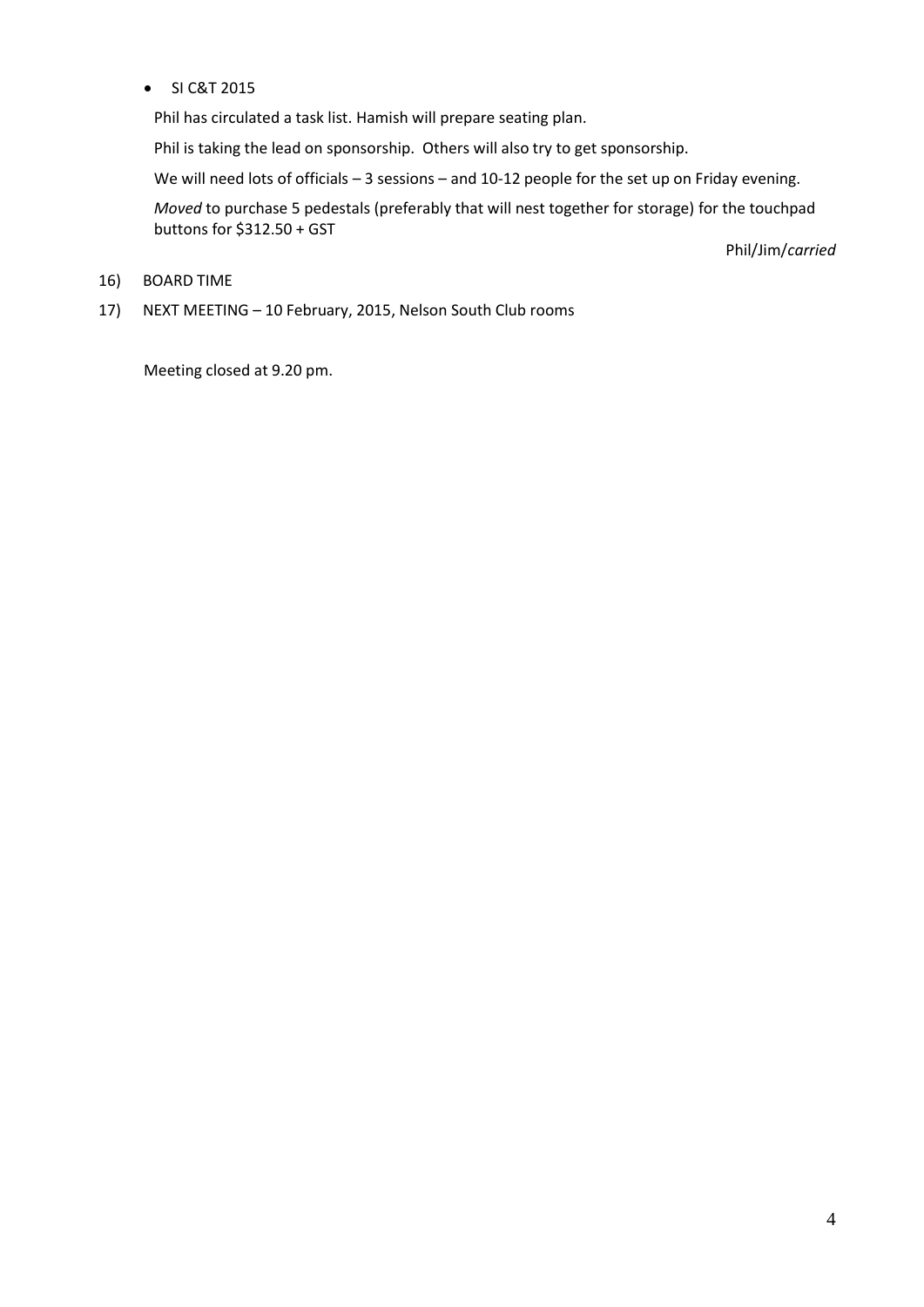- SI C&T 2015

  Phil has circulated a task list. Hamish will prepare seating plan.

  Phil is taking the lead on sponsorship. Others will also try to get sponsorship.

  We will need lots of officials – 3 sessions – and 10-12 people for the set up on Friday evening.

  *Moved* to purchase 5 pedestals (preferably that will nest together for storage) for the touchpad buttons for $312.50 + GST

  Phil/Jim/*carried*

16) BOARD TIME

17) NEXT MEETING – 10 February, 2015, Nelson South Club rooms

Meeting closed at 9.20 pm.